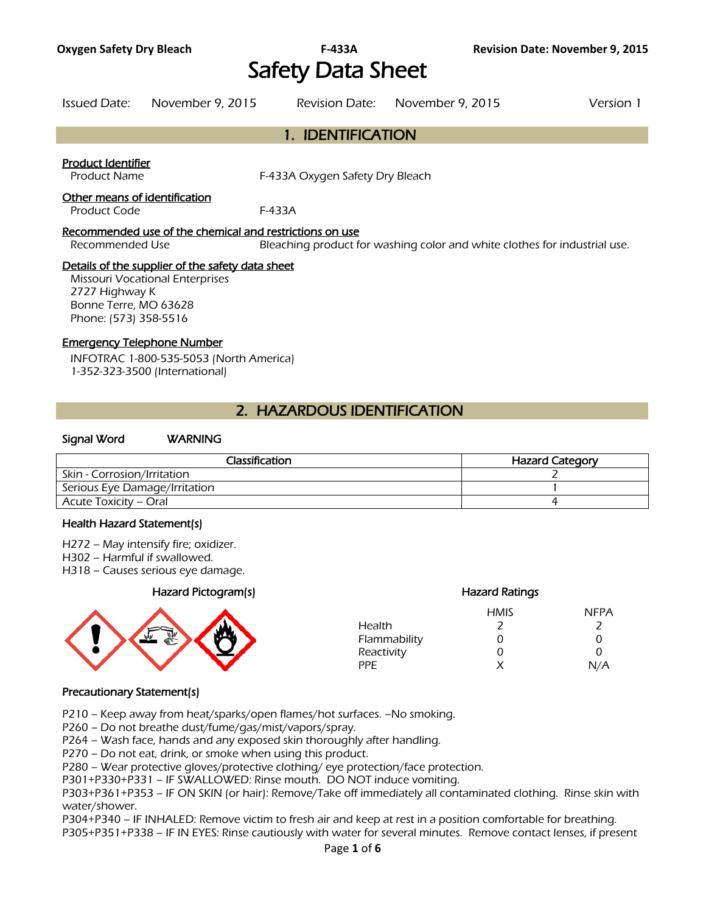# Safety Data Sheet

Issued Date: November 9, 2015 Revision Date: November 9, 2015 Version 1

## 1. IDENTIFICATION

**Product Identifier**

Product Name F-433A Oxygen Safety Dry Bleach

**Other means of identification**

Product Code F-433A

**Recommended use of the chemical and restrictions on use**

Recommended Use Bleaching product for washing color and white clothes for industrial use.

**Details of the supplier of the safety data sheet**

Missouri Vocational Enterprises
2727 Highway K
Bonne Terre, MO 63628
Phone: (573) 358-5516

**Emergency Telephone Number**

INFOTRAC 1-800-535-5053 (North America)
1-352-323-3500 (International)

## 2. HAZARDOUS IDENTIFICATION

**Signal Word** WARNING

| Classification | Hazard Category |
| --- | --- |
| Skin - Corrosion/Irritation | 2 |
| Serious Eye Damage/Irritation | 1 |
| Acute Toxicity – Oral | 4 |

**Health Hazard Statement(s)**

H272 – May intensify fire; oxidizer.
H302 – Harmful if swallowed.
H318 – Causes serious eye damage.

**Hazard Pictogram(s)**

**Hazard Ratings**

| | HMIS | NFPA |
| --- | --- | --- |
| Health | 2 | 2 |
| Flammability | 0 | 0 |
| Reactivity | 0 | 0 |
| PPE | X | N/A |

**Precautionary Statement(s)**

P210 – Keep away from heat/sparks/open flames/hot surfaces. –No smoking.
P260 – Do not breathe dust/fume/gas/mist/vapors/spray.
P264 – Wash face, hands and any exposed skin thoroughly after handling.
P270 – Do not eat, drink, or smoke when using this product.
P280 – Wear protective gloves/protective clothing/ eye protection/face protection.
P301+P330+P331 – IF SWALLOWED: Rinse mouth. DO NOT induce vomiting.
P303+P361+P353 – IF ON SKIN (or hair): Remove/Take off immediately all contaminated clothing. Rinse skin with water/shower.
P304+P340 – IF INHALED: Remove victim to fresh air and keep at rest in a position comfortable for breathing.
P305+P351+P338 – IF IN EYES: Rinse cautiously with water for several minutes. Remove contact lenses, if present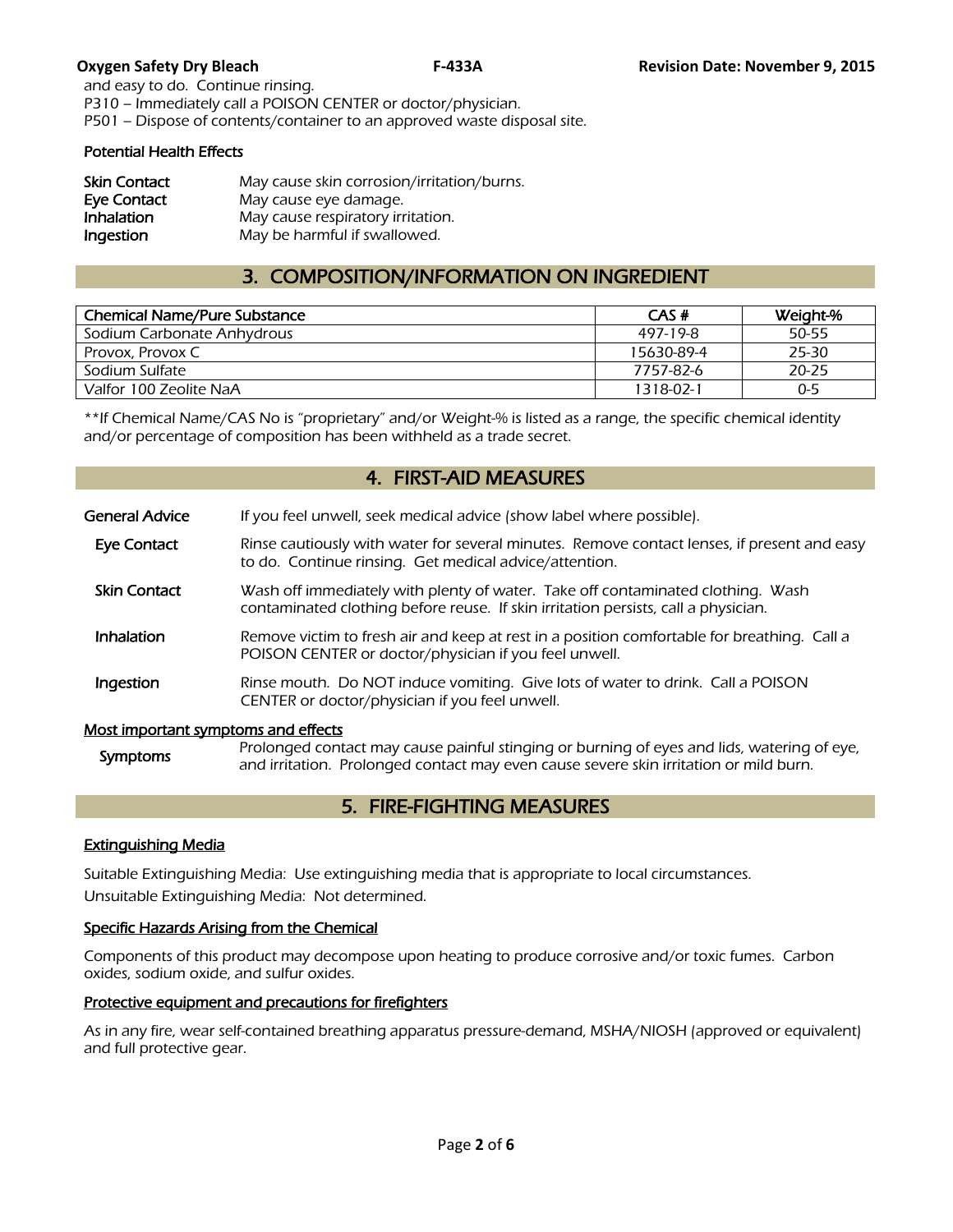and easy to do. Continue rinsing.
P310 – Immediately call a POISON CENTER or doctor/physician.
P501 – Dispose of contents/container to an approved waste disposal site.

### Potential Health Effects

| | |
|---|---|
| **Skin Contact** | May cause skin corrosion/irritation/burns. |
| **Eye Contact** | May cause eye damage. |
| **Inhalation** | May cause respiratory irritation. |
| **Ingestion** | May be harmful if swallowed. |

## 3. COMPOSITION/INFORMATION ON INGREDIENT

| Chemical Name/Pure Substance | CAS # | Weight-% |
|---|---|---|
| Sodium Carbonate Anhydrous | 497-19-8 | 50-55 |
| Provox, Provox C | 15630-89-4 | 25-30 |
| Sodium Sulfate | 7757-82-6 | 20-25 |
| Valfor 100 Zeolite NaA | 1318-02-1 | 0-5 |

**If Chemical Name/CAS No is "proprietary" and/or Weight-% is listed as a range, the specific chemical identity and/or percentage of composition has been withheld as a trade secret.

## 4. FIRST-AID MEASURES

| | |
|---|---|
| **General Advice** | If you feel unwell, seek medical advice (show label where possible). |
| **Eye Contact** | Rinse cautiously with water for several minutes. Remove contact lenses, if present and easy to do. Continue rinsing. Get medical advice/attention. |
| **Skin Contact** | Wash off immediately with plenty of water. Take off contaminated clothing. Wash contaminated clothing before reuse. If skin irritation persists, call a physician. |
| **Inhalation** | Remove victim to fresh air and keep at rest in a position comfortable for breathing. Call a POISON CENTER or doctor/physician if you feel unwell. |
| **Ingestion** | Rinse mouth. Do NOT induce vomiting. Give lots of water to drink. Call a POISON CENTER or doctor/physician if you feel unwell. |

### Most important symptoms and effects

| | |
|---|---|
| **Symptoms** | Prolonged contact may cause painful stinging or burning of eyes and lids, watering of eye, and irritation. Prolonged contact may even cause severe skin irritation or mild burn. |

## 5. FIRE-FIGHTING MEASURES

### Extinguishing Media

Suitable Extinguishing Media: Use extinguishing media that is appropriate to local circumstances.
Unsuitable Extinguishing Media: Not determined.

### Specific Hazards Arising from the Chemical

Components of this product may decompose upon heating to produce corrosive and/or toxic fumes. Carbon oxides, sodium oxide, and sulfur oxides.

### Protective equipment and precautions for firefighters

As in any fire, wear self-contained breathing apparatus pressure-demand, MSHA/NIOSH (approved or equivalent) and full protective gear.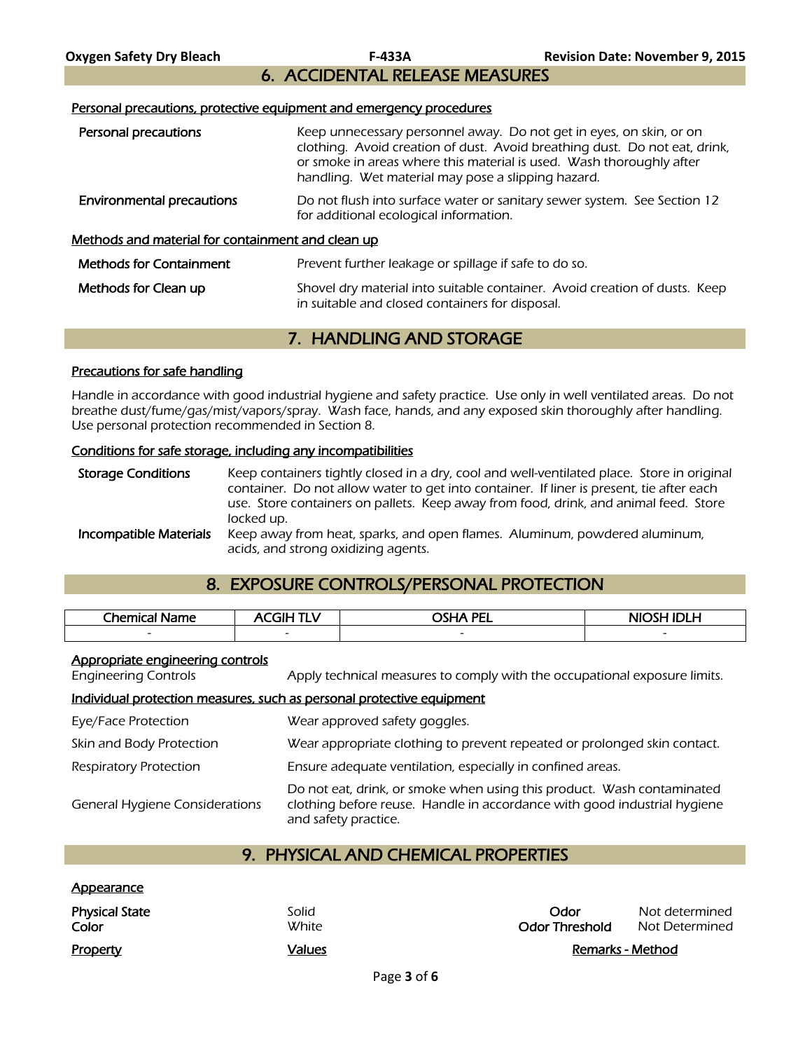## 6. ACCIDENTAL RELEASE MEASURES

### Personal precautions, protective equipment and emergency procedures

| | |
|---|---|
| **Personal precautions** | Keep unnecessary personnel away. Do not get in eyes, on skin, or on clothing. Avoid creation of dust. Avoid breathing dust. Do not eat, drink, or smoke in areas where this material is used. Wash thoroughly after handling. Wet material may pose a slipping hazard. |
| **Environmental precautions** | Do not flush into surface water or sanitary sewer system. See Section 12 for additional ecological information. |

### Methods and material for containment and clean up

| | |
|---|---|
| **Methods for Containment** | Prevent further leakage or spillage if safe to do so. |
| **Methods for Clean up** | Shovel dry material into suitable container. Avoid creation of dusts. Keep in suitable and closed containers for disposal. |

## 7. HANDLING AND STORAGE

### Precautions for safe handling

Handle in accordance with good industrial hygiene and safety practice. Use only in well ventilated areas. Do not breathe dust/fume/gas/mist/vapors/spray. Wash face, hands, and any exposed skin thoroughly after handling. Use personal protection recommended in Section 8.

### Conditions for safe storage, including any incompatibilities

| | |
|---|---|
| **Storage Conditions** | Keep containers tightly closed in a dry, cool and well-ventilated place. Store in original container. Do not allow water to get into container. If liner is present, tie after each use. Store containers on pallets. Keep away from food, drink, and animal feed. Store locked up. |
| **Incompatible Materials** | Keep away from heat, sparks, and open flames. Aluminum, powdered aluminum, acids, and strong oxidizing agents. |

## 8. EXPOSURE CONTROLS/PERSONAL PROTECTION

| Chemical Name | ACGIH TLV | OSHA PEL | NIOSH IDLH |
|---|---|---|---|
| - | - | - | - |

### Appropriate engineering controls

| | |
|---|---|
| Engineering Controls | Apply technical measures to comply with the occupational exposure limits. |

### Individual protection measures, such as personal protective equipment

| | |
|---|---|
| Eye/Face Protection | Wear approved safety goggles. |
| Skin and Body Protection | Wear appropriate clothing to prevent repeated or prolonged skin contact. |
| Respiratory Protection | Ensure adequate ventilation, especially in confined areas. |
| General Hygiene Considerations | Do not eat, drink, or smoke when using this product. Wash contaminated clothing before reuse. Handle in accordance with good industrial hygiene and safety practice. |

## 9. PHYSICAL AND CHEMICAL PROPERTIES

### Appearance

| | | | |
|---|---|---|---|
| **Physical State** | Solid | **Odor** | Not determined |
| **Color** | White | **Odor Threshold** | Not Determined |

| Property | Values | Remarks - Method |
|---|---|---|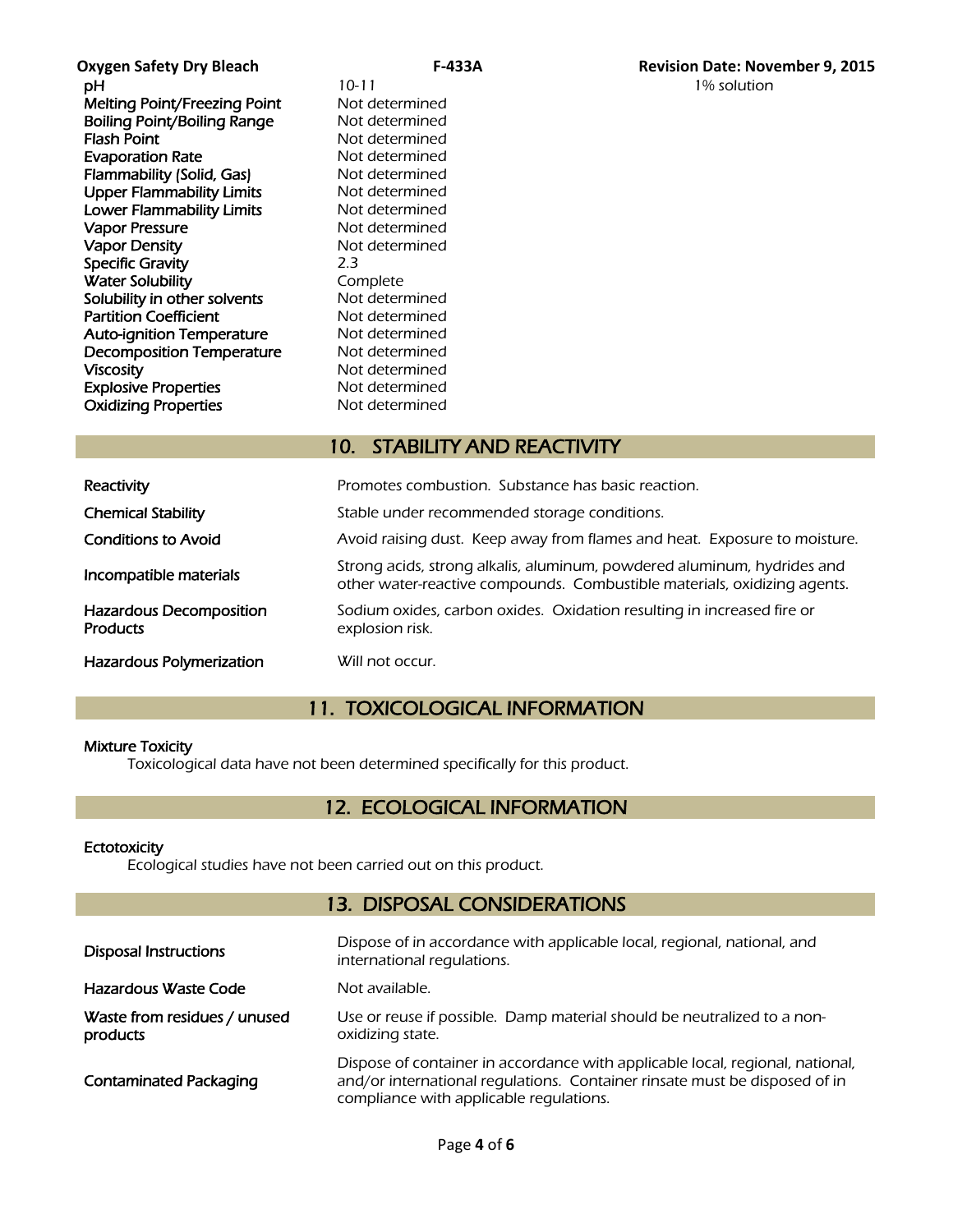| Property | Value | |
|---|---|---|
| pH | 10-11 | 1% solution |
| Melting Point/Freezing Point | Not determined | |
| Boiling Point/Boiling Range | Not determined | |
| Flash Point | Not determined | |
| Evaporation Rate | Not determined | |
| Flammability (Solid, Gas) | Not determined | |
| Upper Flammability Limits | Not determined | |
| Lower Flammability Limits | Not determined | |
| Vapor Pressure | Not determined | |
| Vapor Density | Not determined | |
| Specific Gravity | 2.3 | |
| Water Solubility | Complete | |
| Solubility in other solvents | Not determined | |
| Partition Coefficient | Not determined | |
| Auto-ignition Temperature | Not determined | |
| Decomposition Temperature | Not determined | |
| Viscosity | Not determined | |
| Explosive Properties | Not determined | |
| Oxidizing Properties | Not determined | |

## 10. STABILITY AND REACTIVITY

| | |
|---|---|
| Reactivity | Promotes combustion. Substance has basic reaction. |
| Chemical Stability | Stable under recommended storage conditions. |
| Conditions to Avoid | Avoid raising dust. Keep away from flames and heat. Exposure to moisture. |
| Incompatible materials | Strong acids, strong alkalis, aluminum, powdered aluminum, hydrides and other water-reactive compounds. Combustible materials, oxidizing agents. |
| Hazardous Decomposition Products | Sodium oxides, carbon oxides. Oxidation resulting in increased fire or explosion risk. |
| Hazardous Polymerization | Will not occur. |

## 11. TOXICOLOGICAL INFORMATION

**Mixture Toxicity**

Toxicological data have not been determined specifically for this product.

## 12. ECOLOGICAL INFORMATION

**Ectotoxicity**

Ecological studies have not been carried out on this product.

## 13. DISPOSAL CONSIDERATIONS

| | |
|---|---|
| Disposal Instructions | Dispose of in accordance with applicable local, regional, national, and international regulations. |
| Hazardous Waste Code | Not available. |
| Waste from residues / unused products | Use or reuse if possible. Damp material should be neutralized to a non-oxidizing state. |
| Contaminated Packaging | Dispose of container in accordance with applicable local, regional, national, and/or international regulations. Container rinsate must be disposed of in compliance with applicable regulations. |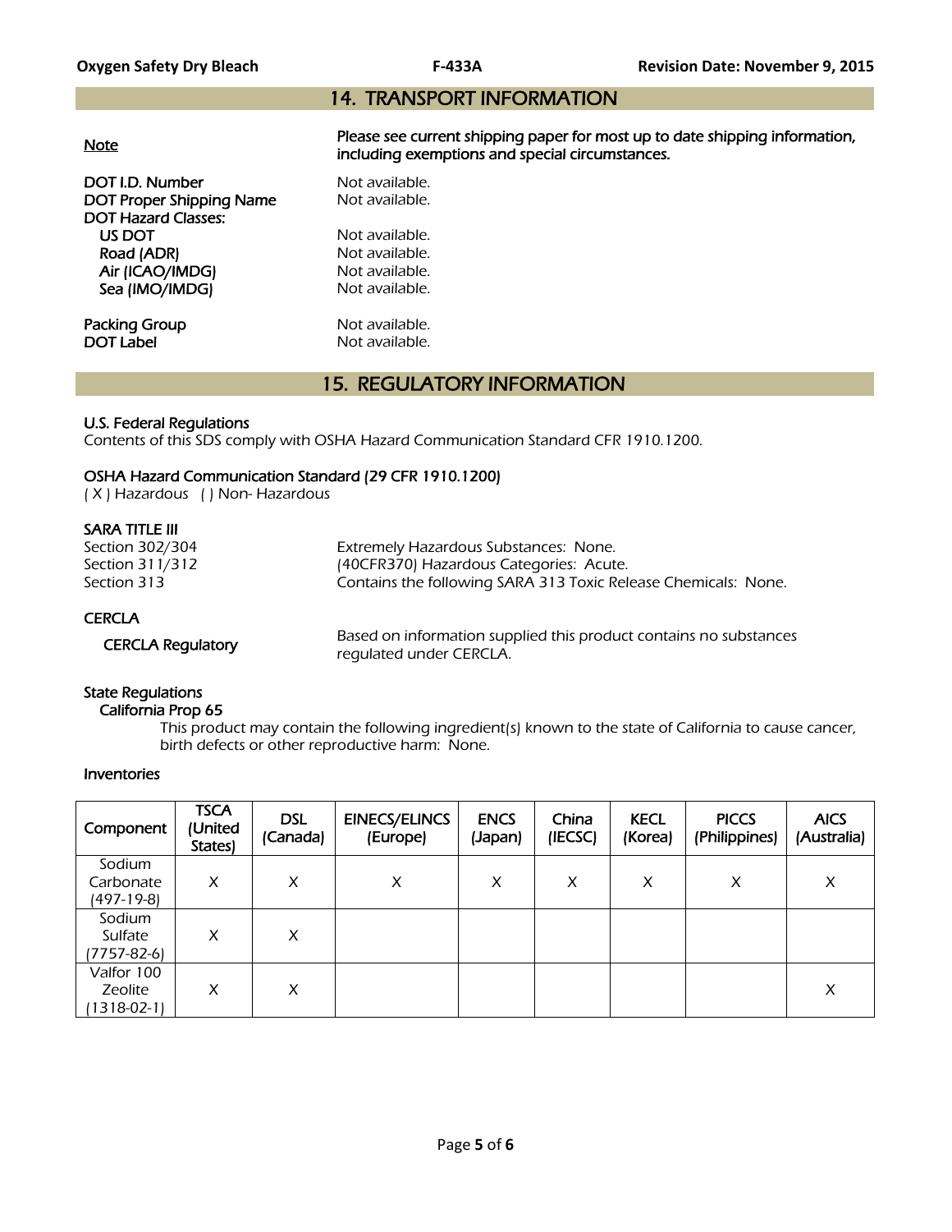## 14. TRANSPORT INFORMATION

**Note** — **Please see current shipping paper for most up to date shipping information, including exemptions and special circumstances.**

| | |
|---|---|
| **DOT I.D. Number** | Not available. |
| **DOT Proper Shipping Name** | Not available. |
| **DOT Hazard Classes:** | |
| **US DOT** | Not available. |
| **Road (ADR)** | Not available. |
| **Air (ICAO/IMDG)** | Not available. |
| **Sea (IMO/IMDG)** | Not available. |
| **Packing Group** | Not available. |
| **DOT Label** | Not available. |

## 15. REGULATORY INFORMATION

### U.S. Federal Regulations

*Contents of this SDS comply with OSHA Hazard Communication Standard CFR 1910.1200.*

### OSHA Hazard Communication Standard (29 CFR 1910.1200)

*( X ) Hazardous ( ) Non- Hazardous*

### SARA TITLE III

| | |
|---|---|
| Section 302/304 | Extremely Hazardous Substances: None. |
| Section 311/312 | (40CFR370) Hazardous Categories: Acute. |
| Section 313 | Contains the following SARA 313 Toxic Release Chemicals: None. |

### CERCLA

**CERCLA Regulatory** — Based on information supplied this product contains no substances regulated under CERCLA.

### State Regulations

#### California Prop 65

This product may contain the following ingredient(s) known to the state of California to cause cancer, birth defects or other reproductive harm: None.

### Inventories

| Component | TSCA (United States) | DSL (Canada) | EINECS/ELINCS (Europe) | ENCS (Japan) | China (IECSC) | KECL (Korea) | PICCS (Philippines) | AICS (Australia) |
|---|---|---|---|---|---|---|---|---|
| Sodium Carbonate (497-19-8) | X | X | X | X | X | X | X | X |
| Sodium Sulfate (7757-82-6) | X | X | | | | | | |
| Valfor 100 Zeolite (1318-02-1) | X | X | | | | | | X |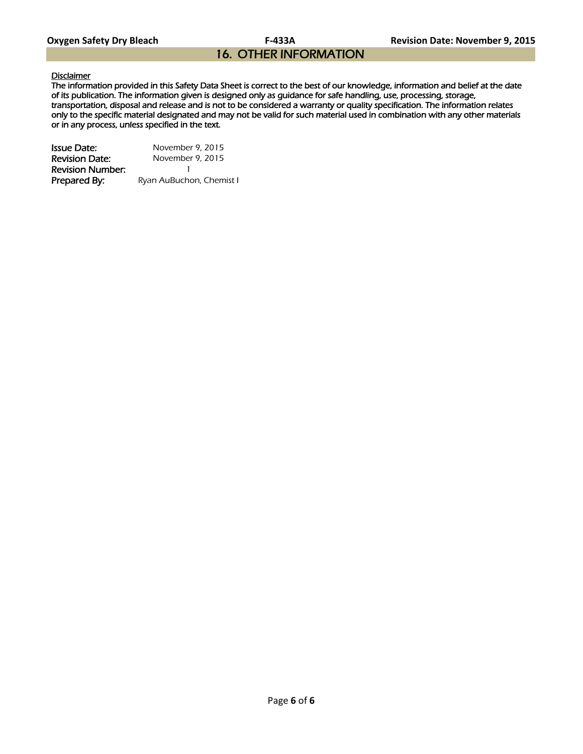## 16. OTHER INFORMATION

<u>Disclaimer</u>

The information provided in this Safety Data Sheet is correct to the best of our knowledge, information and belief at the date of its publication. The information given is designed only as guidance for safe handling, use, processing, storage, transportation, disposal and release and is not to be considered a warranty or quality specification. The information relates only to the specific material designated and may not be valid for such material used in combination with any other materials or in any process, unless specified in the text.

| | |
|---|---|
| **Issue Date:** | November 9, 2015 |
| **Revision Date:** | November 9, 2015 |
| **Revision Number:** | 1 |
| **Prepared By:** | Ryan AuBuchon, Chemist I |